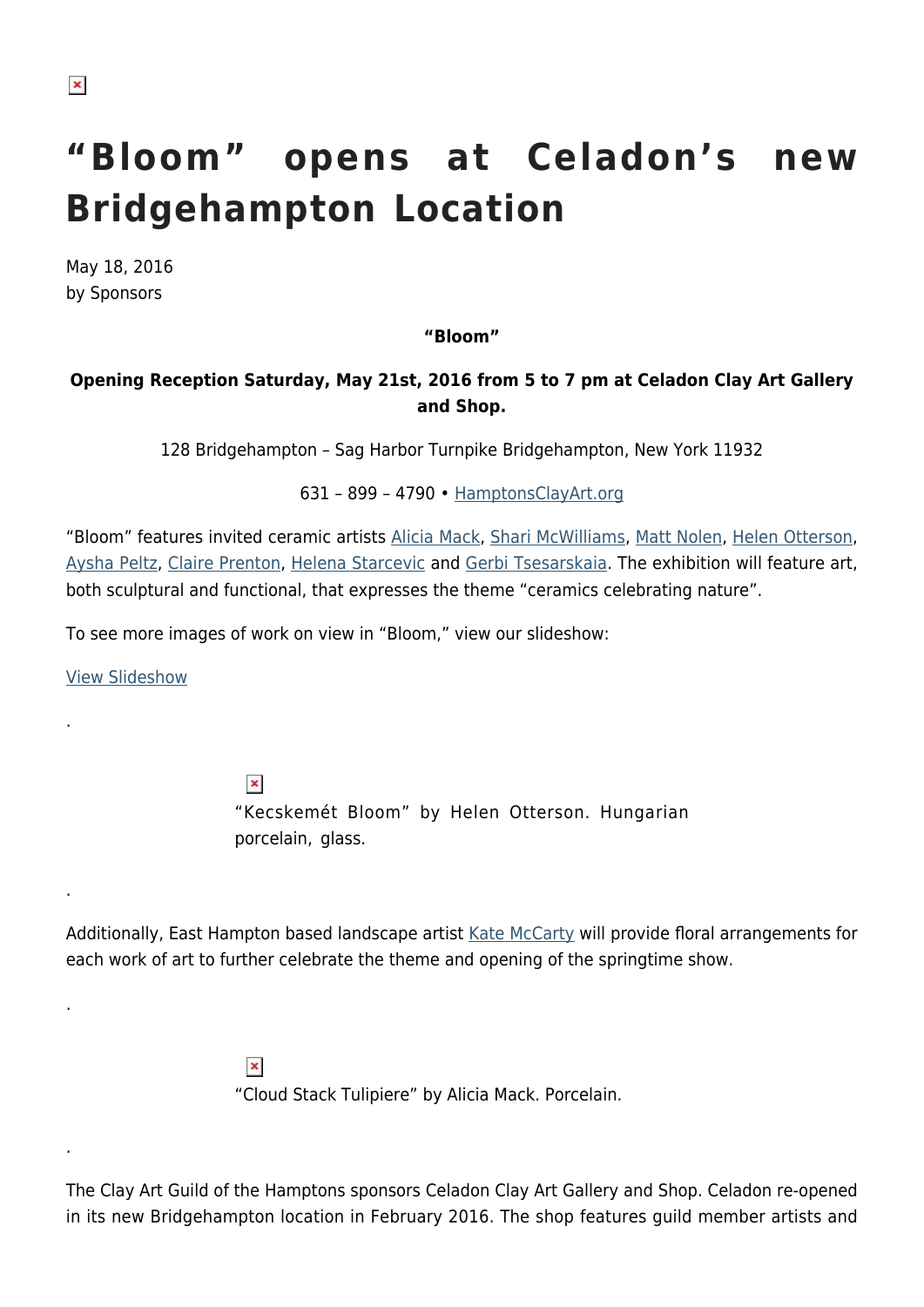# “Bloom” opens at Celadon’s new Bridgehampton Location

May 18, 2016
by Sponsors

**“Bloom”**

**Opening Reception Saturday, May 21st, 2016 from 5 to 7 pm at Celadon Clay Art Gallery and Shop.**

128 Bridgehampton – Sag Harbor Turnpike Bridgehampton, New York 11932

631 – 899 – 4790 • HamptonsClayArt.org

“Bloom” features invited ceramic artists Alicia Mack, Shari McWilliams, Matt Nolen, Helen Otterson, Aysha Peltz, Claire Prenton, Helena Starcevic and Gerbi Tsesarskaia. The exhibition will feature art, both sculptural and functional, that expresses the theme “ceramics celebrating nature”.

To see more images of work on view in “Bloom,” view our slideshow:

View Slideshow

.

“Kecskemét Bloom” by Helen Otterson. Hungarian porcelain, glass.

.

Additionally, East Hampton based landscape artist Kate McCarty will provide floral arrangements for each work of art to further celebrate the theme and opening of the springtime show.

.

“Cloud Stack Tulipiere” by Alicia Mack. Porcelain.

.

The Clay Art Guild of the Hamptons sponsors Celadon Clay Art Gallery and Shop. Celadon re-opened in its new Bridgehampton location in February 2016. The shop features guild member artists and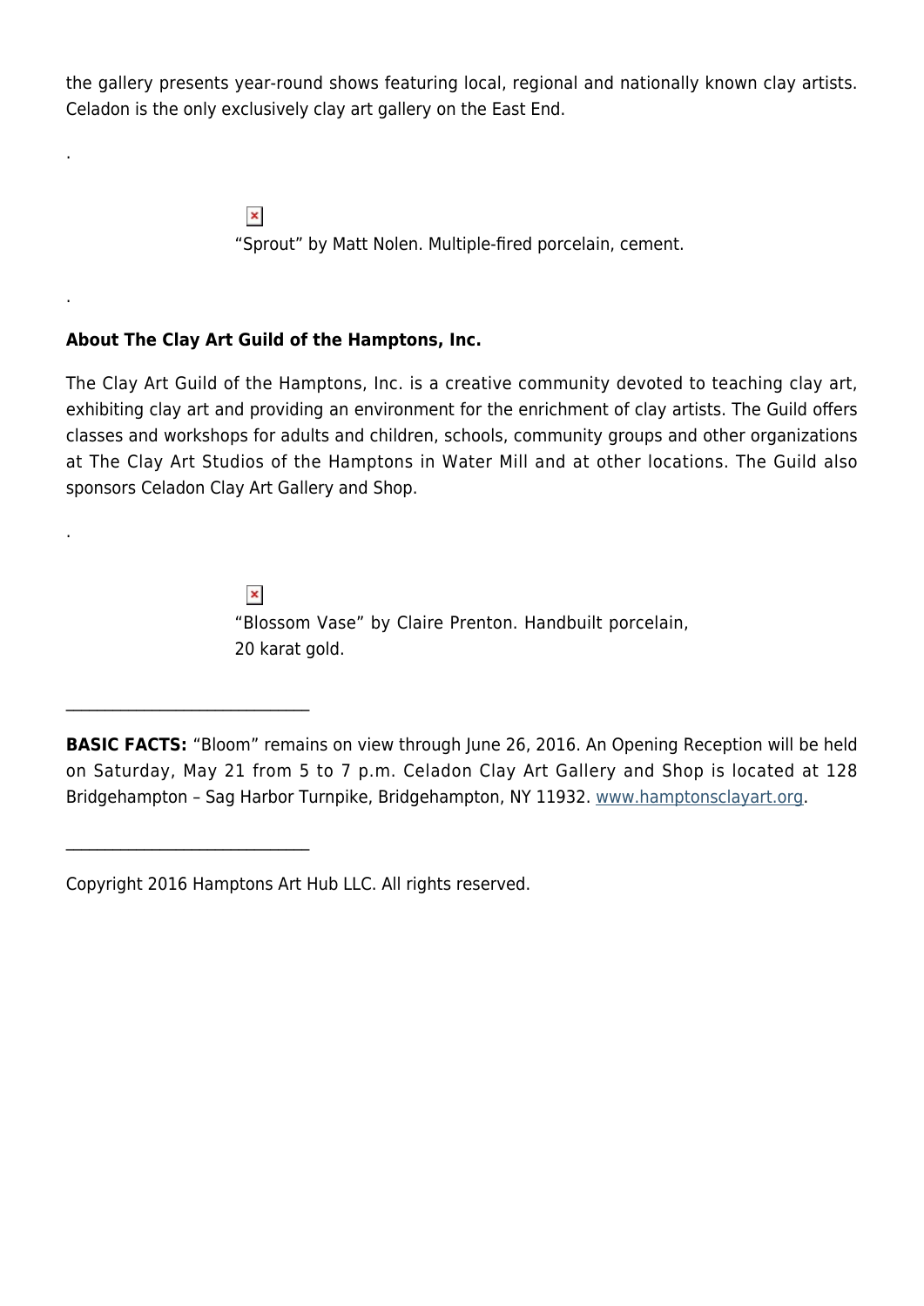the gallery presents year-round shows featuring local, regional and nationally known clay artists. Celadon is the only exclusively clay art gallery on the East End.

.

"Sprout" by Matt Nolen. Multiple-fired porcelain, cement.

.

**About The Clay Art Guild of the Hamptons, Inc.**

The Clay Art Guild of the Hamptons, Inc. is a creative community devoted to teaching clay art, exhibiting clay art and providing an environment for the enrichment of clay artists. The Guild offers classes and workshops for adults and children, schools, community groups and other organizations at The Clay Art Studios of the Hamptons in Water Mill and at other locations. The Guild also sponsors Celadon Clay Art Gallery and Shop.

.

"Blossom Vase" by Claire Prenton. Handbuilt porcelain, 20 karat gold.

______________________________

**BASIC FACTS:** "Bloom" remains on view through June 26, 2016. An Opening Reception will be held on Saturday, May 21 from 5 to 7 p.m. Celadon Clay Art Gallery and Shop is located at 128 Bridgehampton – Sag Harbor Turnpike, Bridgehampton, NY 11932. [www.hamptonsclayart.org](www.hamptonsclayart.org).

______________________________

Copyright 2016 Hamptons Art Hub LLC. All rights reserved.